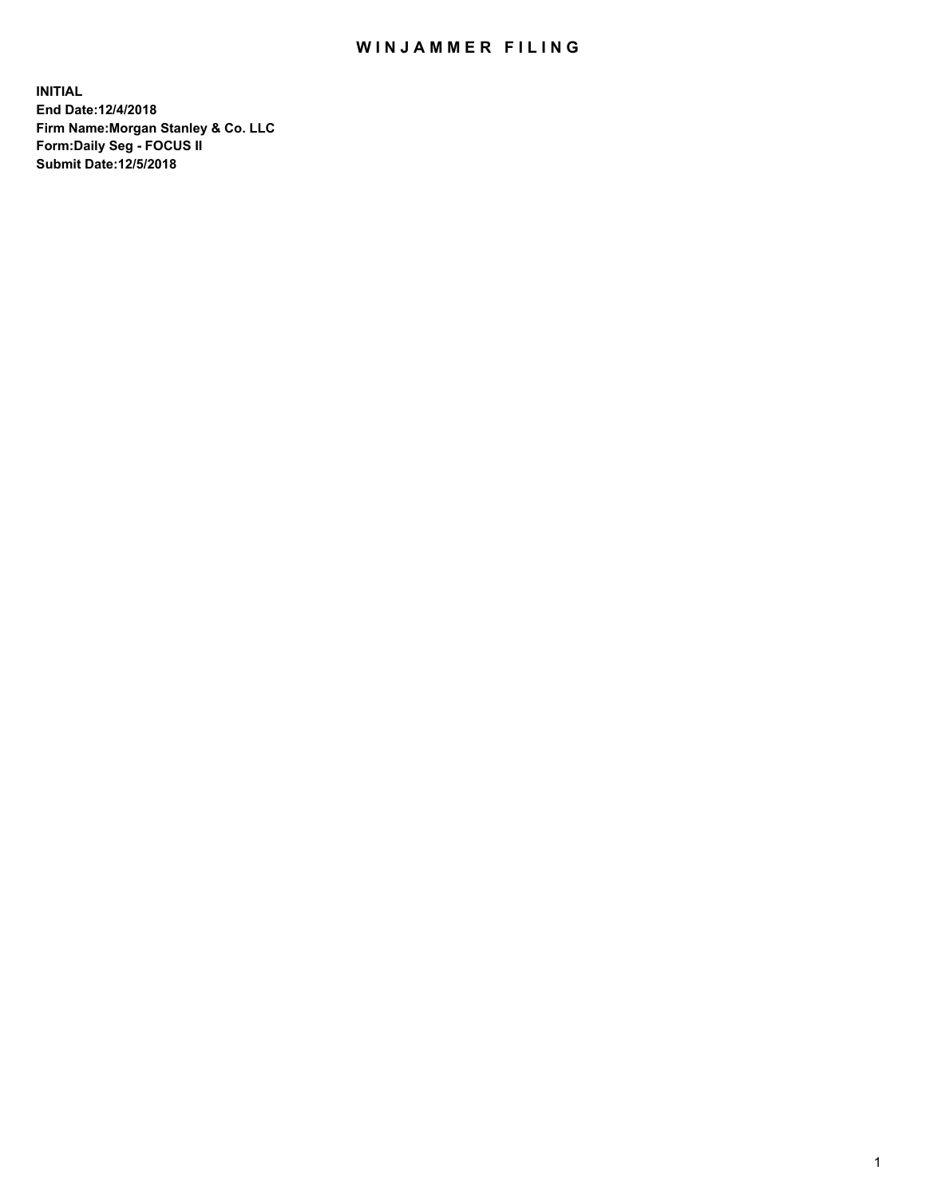# WINJAMMER FILING

**INITIAL**
**End Date:12/4/2018**
**Firm Name:Morgan Stanley & Co. LLC**
**Form:Daily Seg - FOCUS II**
**Submit Date:12/5/2018**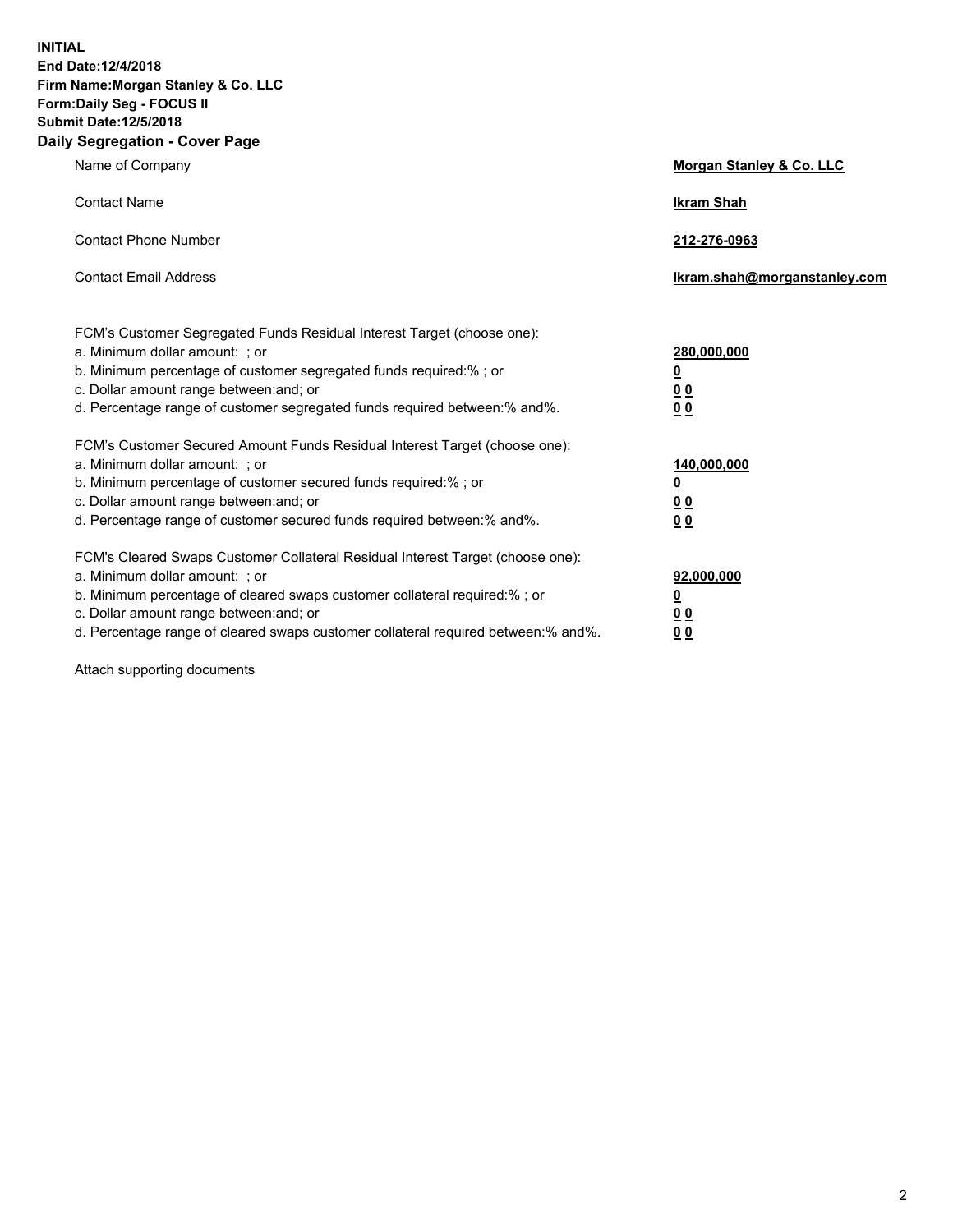**INITIAL**
**End Date:12/4/2018**
**Firm Name:Morgan Stanley & Co. LLC**
**Form:Daily Seg - FOCUS II**
**Submit Date:12/5/2018**
**Daily Segregation - Cover Page**

| | |
|---|---|
| Name of Company | **Morgan Stanley & Co. LLC** |
| Contact Name | **Ikram Shah** |
| Contact Phone Number | **212-276-0963** |
| Contact Email Address | **Ikram.shah@morganstanley.com** |

| | |
|---|---|
| FCM's Customer Segregated Funds Residual Interest Target (choose one): | |
| a. Minimum dollar amount: ; or | **280,000,000** |
| b. Minimum percentage of customer segregated funds required:% ; or | **0** |
| c. Dollar amount range between:and; or | **0 0** |
| d. Percentage range of customer segregated funds required between:% and%. | **0 0** |
| FCM's Customer Secured Amount Funds Residual Interest Target (choose one): | |
| a. Minimum dollar amount: ; or | **140,000,000** |
| b. Minimum percentage of customer secured funds required:% ; or | **0** |
| c. Dollar amount range between:and; or | **0 0** |
| d. Percentage range of customer secured funds required between:% and%. | **0 0** |
| FCM's Cleared Swaps Customer Collateral Residual Interest Target (choose one): | |
| a. Minimum dollar amount: ; or | **92,000,000** |
| b. Minimum percentage of cleared swaps customer collateral required:% ; or | **0** |
| c. Dollar amount range between:and; or | **0 0** |
| d. Percentage range of cleared swaps customer collateral required between:% and%. | **0 0** |

Attach supporting documents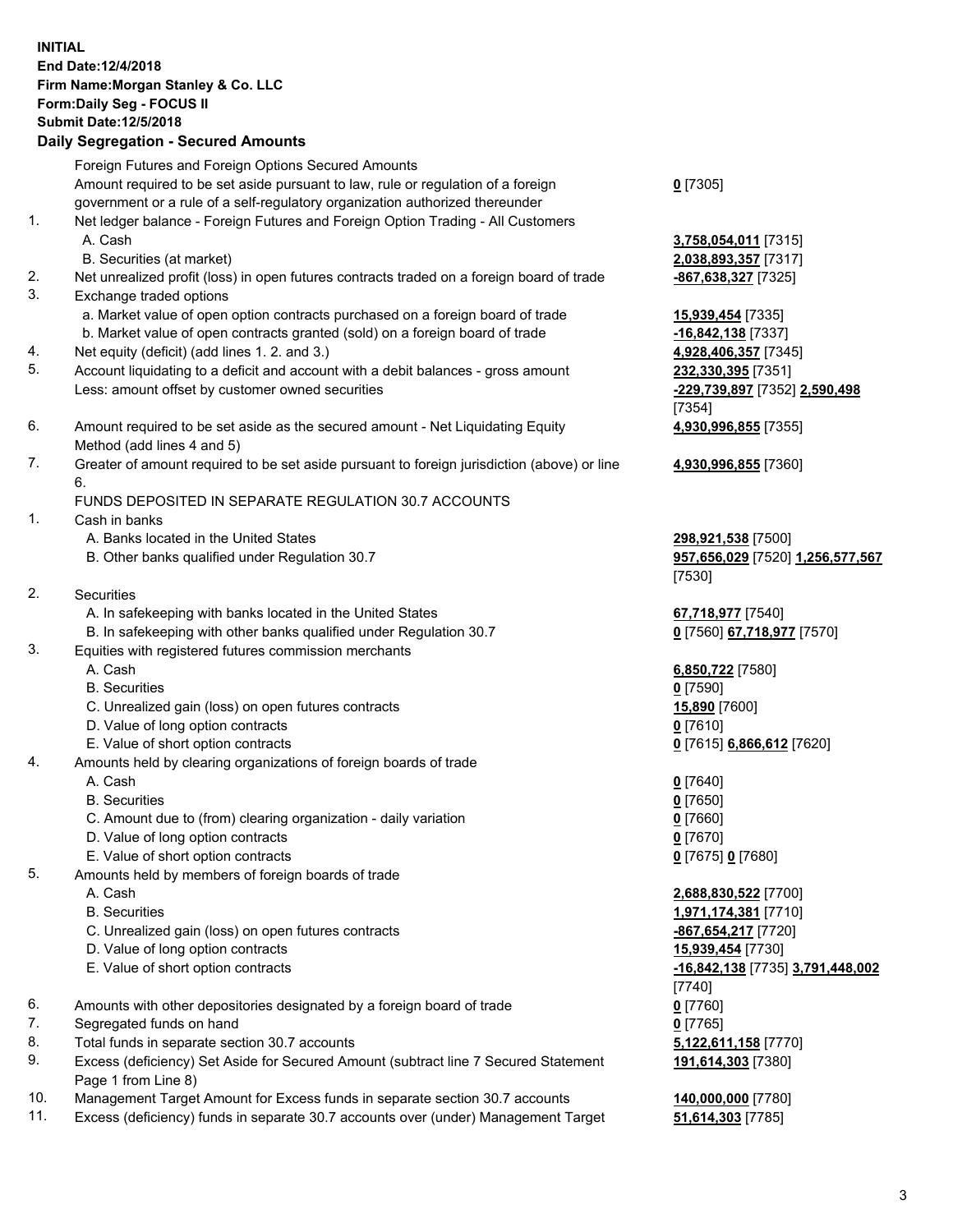**INITIAL**
**End Date:12/4/2018**
**Firm Name:Morgan Stanley & Co. LLC**
**Form:Daily Seg - FOCUS II**
**Submit Date:12/5/2018**

### Daily Segregation - Secured Amounts

| | | |
|---|---|---|
| | Foreign Futures and Foreign Options Secured Amounts | |
| | Amount required to be set aside pursuant to law, rule or regulation of a foreign government or a rule of a self-regulatory organization authorized thereunder | **0** [7305] |
| 1. | Net ledger balance - Foreign Futures and Foreign Option Trading - All Customers | |
| | A. Cash | **3,758,054,011** [7315] |
| | B. Securities (at market) | **2,038,893,357** [7317] |
| 2. | Net unrealized profit (loss) in open futures contracts traded on a foreign board of trade | **-867,638,327** [7325] |
| 3. | Exchange traded options | |
| | a. Market value of open option contracts purchased on a foreign board of trade | **15,939,454** [7335] |
| | b. Market value of open contracts granted (sold) on a foreign board of trade | **-16,842,138** [7337] |
| 4. | Net equity (deficit) (add lines 1. 2. and 3.) | **4,928,406,357** [7345] |
| 5. | Account liquidating to a deficit and account with a debit balances - gross amount | **232,330,395** [7351] |
| | Less: amount offset by customer owned securities | **-229,739,897** [7352] **2,590,498** [7354] |
| 6. | Amount required to be set aside as the secured amount - Net Liquidating Equity Method (add lines 4 and 5) | **4,930,996,855** [7355] |
| 7. | Greater of amount required to be set aside pursuant to foreign jurisdiction (above) or line 6. | **4,930,996,855** [7360] |
| | FUNDS DEPOSITED IN SEPARATE REGULATION 30.7 ACCOUNTS | |
| 1. | Cash in banks | |
| | A. Banks located in the United States | **298,921,538** [7500] |
| | B. Other banks qualified under Regulation 30.7 | **957,656,029** [7520] **1,256,577,567** [7530] |
| 2. | Securities | |
| | A. In safekeeping with banks located in the United States | **67,718,977** [7540] |
| | B. In safekeeping with other banks qualified under Regulation 30.7 | **0** [7560] **67,718,977** [7570] |
| 3. | Equities with registered futures commission merchants | |
| | A. Cash | **6,850,722** [7580] |
| | B. Securities | **0** [7590] |
| | C. Unrealized gain (loss) on open futures contracts | **15,890** [7600] |
| | D. Value of long option contracts | **0** [7610] |
| | E. Value of short option contracts | **0** [7615] **6,866,612** [7620] |
| 4. | Amounts held by clearing organizations of foreign boards of trade | |
| | A. Cash | **0** [7640] |
| | B. Securities | **0** [7650] |
| | C. Amount due to (from) clearing organization - daily variation | **0** [7660] |
| | D. Value of long option contracts | **0** [7670] |
| | E. Value of short option contracts | **0** [7675] **0** [7680] |
| 5. | Amounts held by members of foreign boards of trade | |
| | A. Cash | **2,688,830,522** [7700] |
| | B. Securities | **1,971,174,381** [7710] |
| | C. Unrealized gain (loss) on open futures contracts | **-867,654,217** [7720] |
| | D. Value of long option contracts | **15,939,454** [7730] |
| | E. Value of short option contracts | **-16,842,138** [7735] **3,791,448,002** [7740] |
| 6. | Amounts with other depositories designated by a foreign board of trade | **0** [7760] |
| 7. | Segregated funds on hand | **0** [7765] |
| 8. | Total funds in separate section 30.7 accounts | **5,122,611,158** [7770] |
| 9. | Excess (deficiency) Set Aside for Secured Amount (subtract line 7 Secured Statement Page 1 from Line 8) | **191,614,303** [7380] |
| 10. | Management Target Amount for Excess funds in separate section 30.7 accounts | **140,000,000** [7780] |
| 11. | Excess (deficiency) funds in separate 30.7 accounts over (under) Management Target | **51,614,303** [7785] |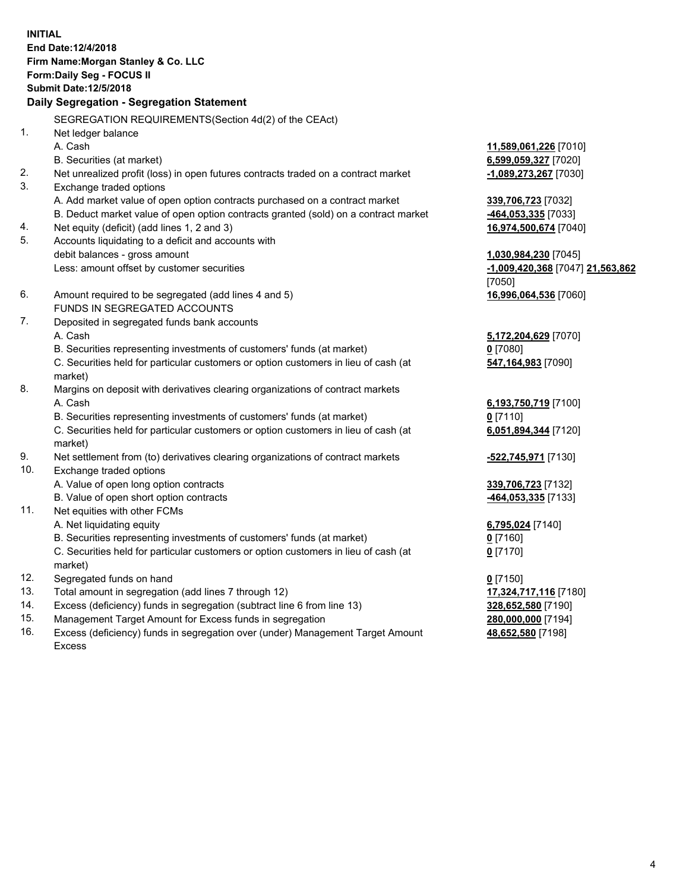**INITIAL**
**End Date:12/4/2018**
**Firm Name:Morgan Stanley & Co. LLC**
**Form:Daily Seg - FOCUS II**
**Submit Date:12/5/2018**

## Daily Segregation - Segregation Statement

| | | |
|---|---|---|
| | SEGREGATION REQUIREMENTS(Section 4d(2) of the CEAct) | |
| 1. | Net ledger balance | |
| | A. Cash | **11,589,061,226** [7010] |
| | B. Securities (at market) | **6,599,059,327** [7020] |
| 2. | Net unrealized profit (loss) in open futures contracts traded on a contract market | **-1,089,273,267** [7030] |
| 3. | Exchange traded options | |
| | A. Add market value of open option contracts purchased on a contract market | **339,706,723** [7032] |
| | B. Deduct market value of open option contracts granted (sold) on a contract market | **-464,053,335** [7033] |
| 4. | Net equity (deficit) (add lines 1, 2 and 3) | **16,974,500,674** [7040] |
| 5. | Accounts liquidating to a deficit and accounts with debit balances - gross amount | **1,030,984,230** [7045] |
| | Less: amount offset by customer securities | **-1,009,420,368** [7047] **21,563,862** [7050] |
| 6. | Amount required to be segregated (add lines 4 and 5) | **16,996,064,536** [7060] |
| | FUNDS IN SEGREGATED ACCOUNTS | |
| 7. | Deposited in segregated funds bank accounts | |
| | A. Cash | **5,172,204,629** [7070] |
| | B. Securities representing investments of customers' funds (at market) | **0** [7080] |
| | C. Securities held for particular customers or option customers in lieu of cash (at market) | **547,164,983** [7090] |
| 8. | Margins on deposit with derivatives clearing organizations of contract markets | |
| | A. Cash | **6,193,750,719** [7100] |
| | B. Securities representing investments of customers' funds (at market) | **0** [7110] |
| | C. Securities held for particular customers or option customers in lieu of cash (at market) | **6,051,894,344** [7120] |
| 9. | Net settlement from (to) derivatives clearing organizations of contract markets | **-522,745,971** [7130] |
| 10. | Exchange traded options | |
| | A. Value of open long option contracts | **339,706,723** [7132] |
| | B. Value of open short option contracts | **-464,053,335** [7133] |
| 11. | Net equities with other FCMs | |
| | A. Net liquidating equity | **6,795,024** [7140] |
| | B. Securities representing investments of customers' funds (at market) | **0** [7160] |
| | C. Securities held for particular customers or option customers in lieu of cash (at market) | **0** [7170] |
| 12. | Segregated funds on hand | **0** [7150] |
| 13. | Total amount in segregation (add lines 7 through 12) | **17,324,717,116** [7180] |
| 14. | Excess (deficiency) funds in segregation (subtract line 6 from line 13) | **328,652,580** [7190] |
| 15. | Management Target Amount for Excess funds in segregation | **280,000,000** [7194] |
| 16. | Excess (deficiency) funds in segregation over (under) Management Target Amount Excess | **48,652,580** [7198] |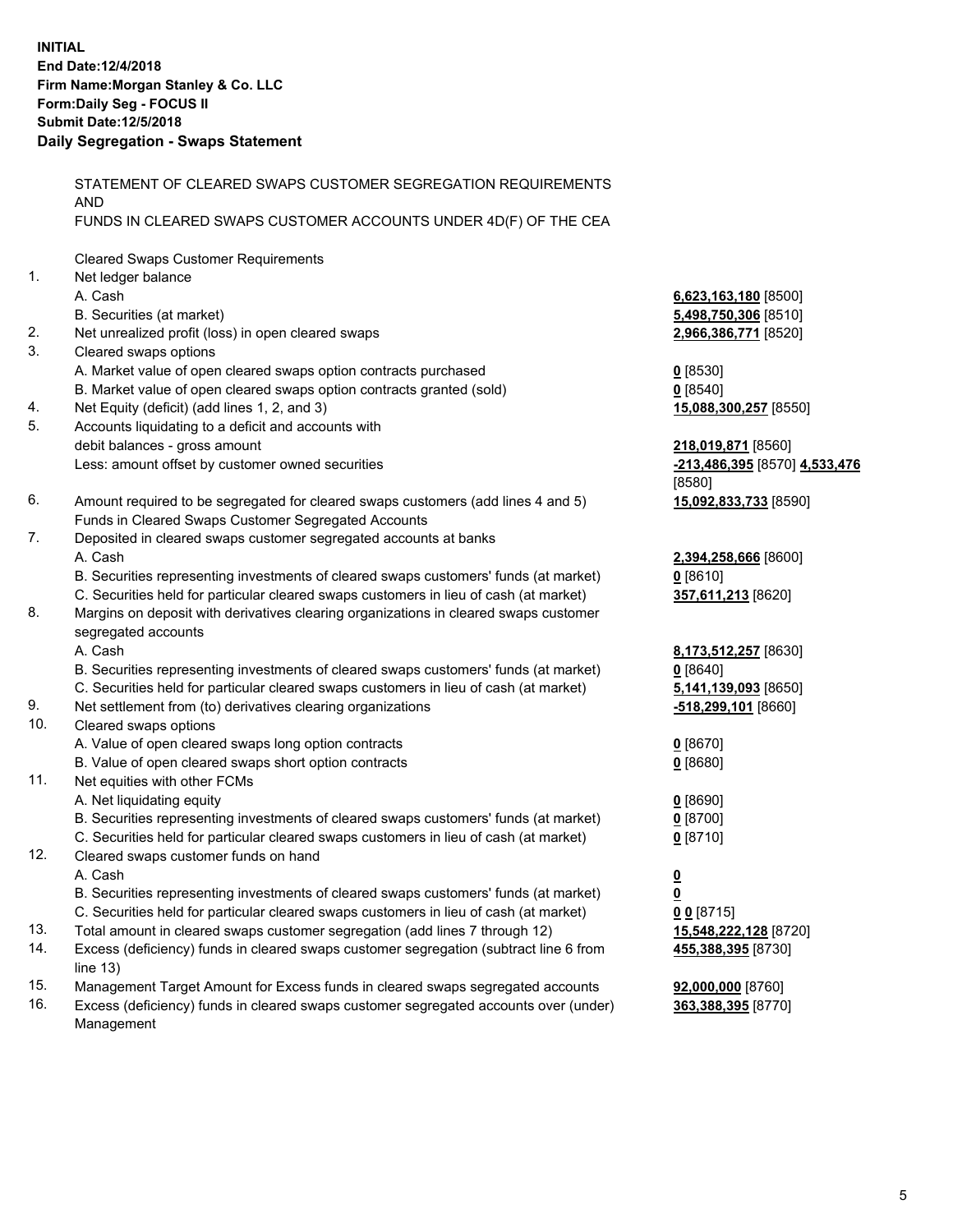**INITIAL**
**End Date:12/4/2018**
**Firm Name:Morgan Stanley & Co. LLC**
**Form:Daily Seg - FOCUS II**
**Submit Date:12/5/2018**
**Daily Segregation - Swaps Statement**

STATEMENT OF CLEARED SWAPS CUSTOMER SEGREGATION REQUIREMENTS AND FUNDS IN CLEARED SWAPS CUSTOMER ACCOUNTS UNDER 4D(F) OF THE CEA

| | | |
|---|---|---|
| | Cleared Swaps Customer Requirements | |
| 1. | Net ledger balance | |
| | A. Cash | **6,623,163,180** [8500] |
| | B. Securities (at market) | **5,498,750,306** [8510] |
| 2. | Net unrealized profit (loss) in open cleared swaps | **2,966,386,771** [8520] |
| 3. | Cleared swaps options | |
| | A. Market value of open cleared swaps option contracts purchased | **0** [8530] |
| | B. Market value of open cleared swaps option contracts granted (sold) | **0** [8540] |
| 4. | Net Equity (deficit) (add lines 1, 2, and 3) | **15,088,300,257** [8550] |
| 5. | Accounts liquidating to a deficit and accounts with debit balances - gross amount | **218,019,871** [8560] |
| | Less: amount offset by customer owned securities | **-213,486,395** [8570] **4,533,476** [8580] |
| 6. | Amount required to be segregated for cleared swaps customers (add lines 4 and 5) | **15,092,833,733** [8590] |
| | Funds in Cleared Swaps Customer Segregated Accounts | |
| 7. | Deposited in cleared swaps customer segregated accounts at banks | |
| | A. Cash | **2,394,258,666** [8600] |
| | B. Securities representing investments of cleared swaps customers' funds (at market) | **0** [8610] |
| | C. Securities held for particular cleared swaps customers in lieu of cash (at market) | **357,611,213** [8620] |
| 8. | Margins on deposit with derivatives clearing organizations in cleared swaps customer segregated accounts | |
| | A. Cash | **8,173,512,257** [8630] |
| | B. Securities representing investments of cleared swaps customers' funds (at market) | **0** [8640] |
| | C. Securities held for particular cleared swaps customers in lieu of cash (at market) | **5,141,139,093** [8650] |
| 9. | Net settlement from (to) derivatives clearing organizations | **-518,299,101** [8660] |
| 10. | Cleared swaps options | |
| | A. Value of open cleared swaps long option contracts | **0** [8670] |
| | B. Value of open cleared swaps short option contracts | **0** [8680] |
| 11. | Net equities with other FCMs | |
| | A. Net liquidating equity | **0** [8690] |
| | B. Securities representing investments of cleared swaps customers' funds (at market) | **0** [8700] |
| | C. Securities held for particular cleared swaps customers in lieu of cash (at market) | **0** [8710] |
| 12. | Cleared swaps customer funds on hand | |
| | A. Cash | **0** |
| | B. Securities representing investments of cleared swaps customers' funds (at market) | **0** |
| | C. Securities held for particular cleared swaps customers in lieu of cash (at market) | **0** **0** [8715] |
| 13. | Total amount in cleared swaps customer segregation (add lines 7 through 12) | **15,548,222,128** [8720] |
| 14. | Excess (deficiency) funds in cleared swaps customer segregation (subtract line 6 from line 13) | **455,388,395** [8730] |
| 15. | Management Target Amount for Excess funds in cleared swaps segregated accounts | **92,000,000** [8760] |
| 16. | Excess (deficiency) funds in cleared swaps customer segregated accounts over (under) Management | **363,388,395** [8770] |